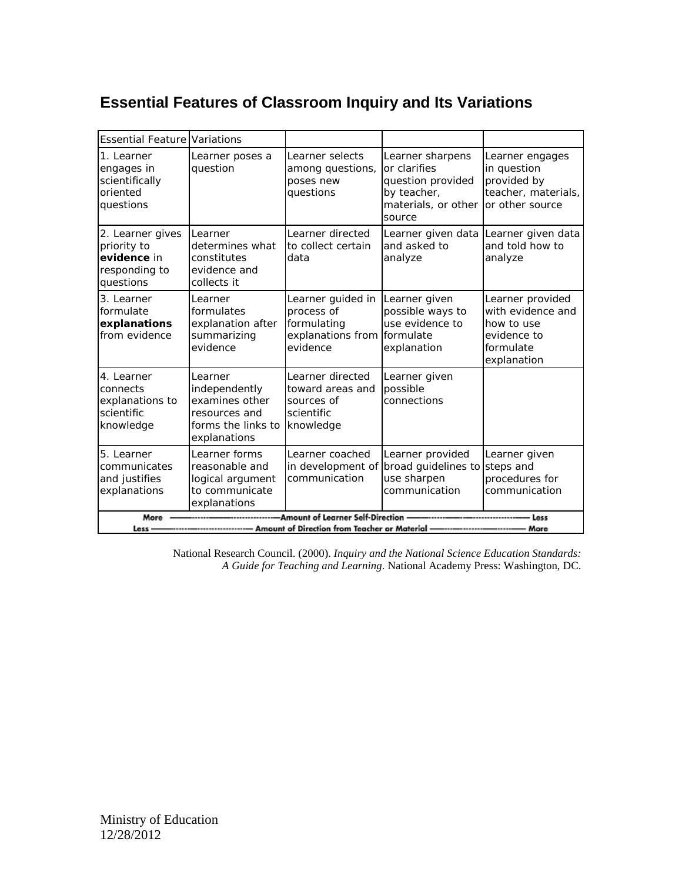# Essential Features of Classroom Inquiry and Its Variations

| Essential Feature | Variations | | | |
|---|---|---|---|---|
| 1. Learner engages in scientifically oriented questions | Learner poses a question | Learner selects among questions, poses new questions | Learner sharpens or clarifies question provided by teacher, materials, or other source | Learner engages in question provided by teacher, materials, or other source |
| 2. Learner gives priority to **evidence** in responding to questions | Learner determines what constitutes evidence and collects it | Learner directed to collect certain data | Learner given data and asked to analyze | Learner given data and told how to analyze |
| 3. Learner formulate **explanations** from evidence | Learner formulates explanation after summarizing evidence | Learner guided in process of formulating explanations from evidence | Learner given possible ways to use evidence to formulate explanation | Learner provided with evidence and how to use evidence to formulate explanation |
| 4. Learner connects explanations to scientific knowledge | Learner independently examines other resources and forms the links to explanations | Learner directed toward areas and sources of scientific knowledge | Learner given possible connections | |
| 5. Learner communicates and justifies explanations | Learner forms reasonable and logical argument to communicate explanations | Learner coached in development of communication | Learner provided broad guidelines to use sharpen communication | Learner given steps and procedures for communication |
| More ——— Amount of Learner Self-Direction ——— Less<br>Less ——— Amount of Direction from Teacher or Material ——— More | | | | |

National Research Council. (2000). *Inquiry and the National Science Education Standards: A Guide for Teaching and Learning*. National Academy Press: Washington, DC.

Ministry of Education
12/28/2012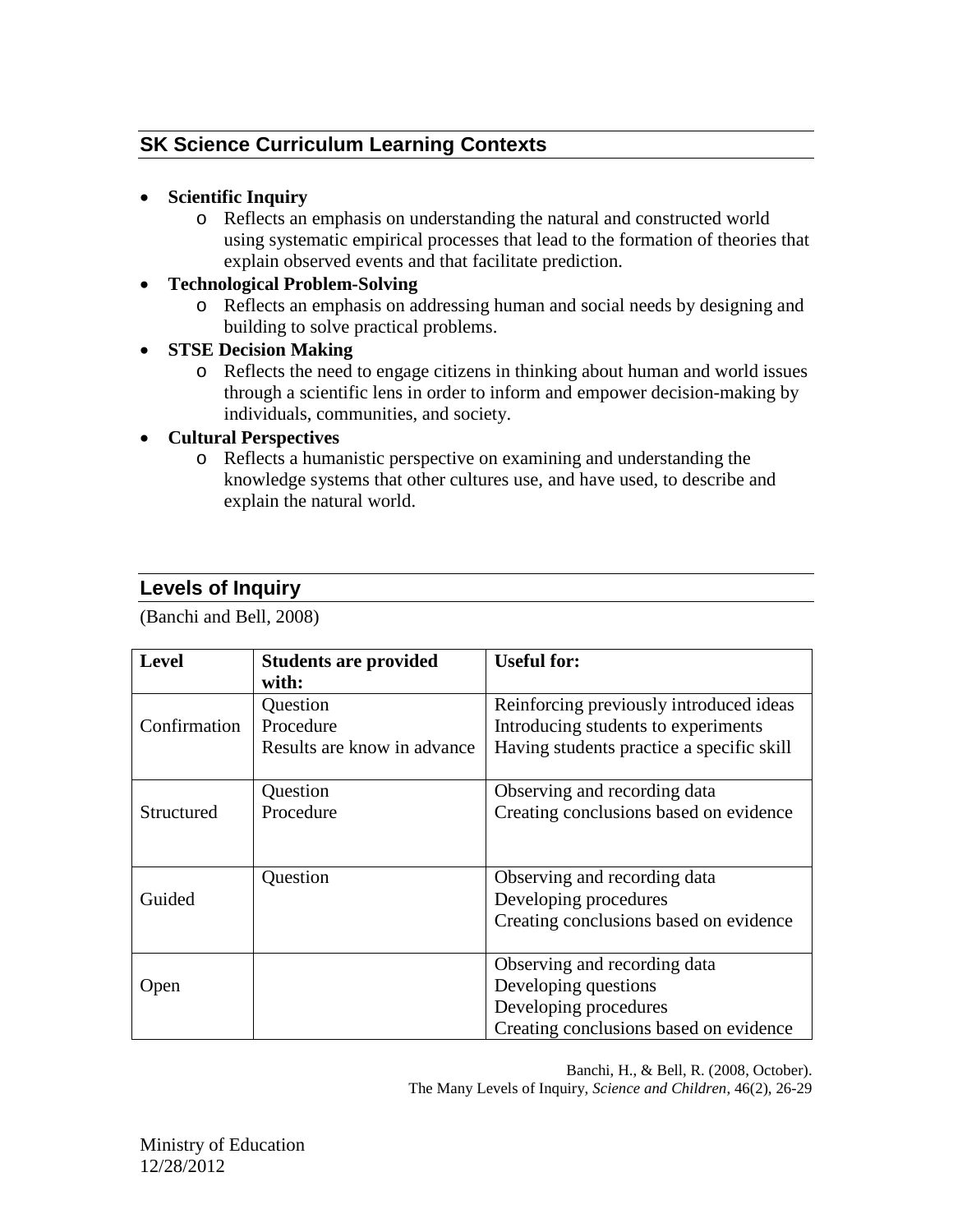## SK Science Curriculum Learning Contexts

- **Scientific Inquiry**
  - Reflects an emphasis on understanding the natural and constructed world using systematic empirical processes that lead to the formation of theories that explain observed events and that facilitate prediction.
- **Technological Problem-Solving**
  - Reflects an emphasis on addressing human and social needs by designing and building to solve practical problems.
- **STSE Decision Making**
  - Reflects the need to engage citizens in thinking about human and world issues through a scientific lens in order to inform and empower decision-making by individuals, communities, and society.
- **Cultural Perspectives**
  - Reflects a humanistic perspective on examining and understanding the knowledge systems that other cultures use, and have used, to describe and explain the natural world.

## Levels of Inquiry

(Banchi and Bell, 2008)

| **Level** | **Students are provided with:** | **Useful for:** |
|---|---|---|
| Confirmation | Question<br>Procedure<br>Results are know in advance | Reinforcing previously introduced ideas<br>Introducing students to experiments<br>Having students practice a specific skill |
| Structured | Question<br>Procedure | Observing and recording data<br>Creating conclusions based on evidence |
| Guided | Question | Observing and recording data<br>Developing procedures<br>Creating conclusions based on evidence |
| Open | | Observing and recording data<br>Developing questions<br>Developing procedures<br>Creating conclusions based on evidence |

Banchi, H., & Bell, R. (2008, October).
The Many Levels of Inquiry, *Science and Children*, 46(2), 26-29

Ministry of Education
12/28/2012